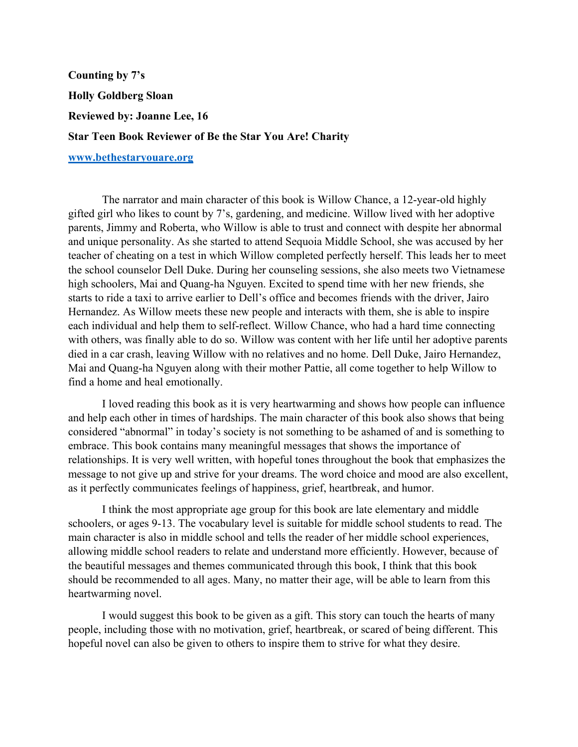**Counting by 7's**

**Holly Goldberg Sloan**

**Reviewed by: Joanne Lee, 16**

**Star Teen Book Reviewer of Be the Star You Are! Charity**

**www.bethestaryouare.org**

The narrator and main character of this book is Willow Chance, a 12-year-old highly gifted girl who likes to count by 7's, gardening, and medicine. Willow lived with her adoptive parents, Jimmy and Roberta, who Willow is able to trust and connect with despite her abnormal and unique personality. As she started to attend Sequoia Middle School, she was accused by her teacher of cheating on a test in which Willow completed perfectly herself. This leads her to meet the school counselor Dell Duke. During her counseling sessions, she also meets two Vietnamese high schoolers, Mai and Quang-ha Nguyen. Excited to spend time with her new friends, she starts to ride a taxi to arrive earlier to Dell's office and becomes friends with the driver, Jairo Hernandez. As Willow meets these new people and interacts with them, she is able to inspire each individual and help them to self-reflect. Willow Chance, who had a hard time connecting with others, was finally able to do so. Willow was content with her life until her adoptive parents died in a car crash, leaving Willow with no relatives and no home. Dell Duke, Jairo Hernandez, Mai and Quang-ha Nguyen along with their mother Pattie, all come together to help Willow to find a home and heal emotionally.

I loved reading this book as it is very heartwarming and shows how people can influence and help each other in times of hardships. The main character of this book also shows that being considered "abnormal" in today's society is not something to be ashamed of and is something to embrace. This book contains many meaningful messages that shows the importance of relationships. It is very well written, with hopeful tones throughout the book that emphasizes the message to not give up and strive for your dreams. The word choice and mood are also excellent, as it perfectly communicates feelings of happiness, grief, heartbreak, and humor.

I think the most appropriate age group for this book are late elementary and middle schoolers, or ages 9-13. The vocabulary level is suitable for middle school students to read. The main character is also in middle school and tells the reader of her middle school experiences, allowing middle school readers to relate and understand more efficiently. However, because of the beautiful messages and themes communicated through this book, I think that this book should be recommended to all ages. Many, no matter their age, will be able to learn from this heartwarming novel.

I would suggest this book to be given as a gift. This story can touch the hearts of many people, including those with no motivation, grief, heartbreak, or scared of being different. This hopeful novel can also be given to others to inspire them to strive for what they desire.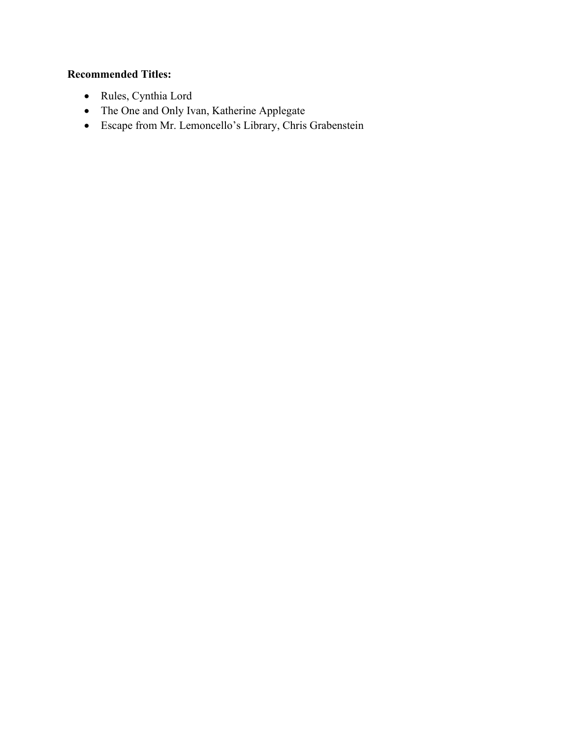**Recommended Titles:**

- Rules, Cynthia Lord
- The One and Only Ivan, Katherine Applegate
- Escape from Mr. Lemoncello's Library, Chris Grabenstein